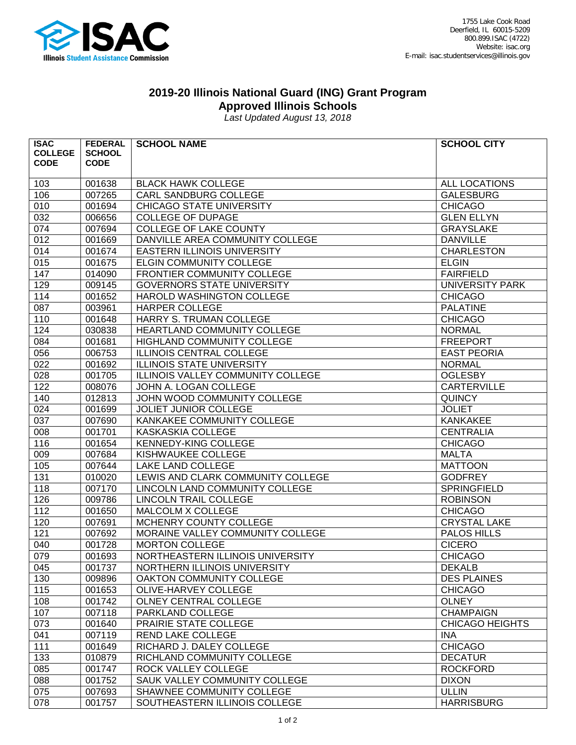1755 Lake Cook Road
Deerfield, IL 60015-5209
800.899.ISAC (4722)
Website: isac.org
E-mail: isac.studentservices@illinois.gov

# 2019-20 Illinois National Guard (ING) Grant Program
## Approved Illinois Schools

*Last Updated August 13, 2018*

| ISAC COLLEGE CODE | FEDERAL SCHOOL CODE | SCHOOL NAME | SCHOOL CITY |
|---|---|---|---|
| 103 | 001638 | BLACK HAWK COLLEGE | ALL LOCATIONS |
| 106 | 007265 | CARL SANDBURG COLLEGE | GALESBURG |
| 010 | 001694 | CHICAGO STATE UNIVERSITY | CHICAGO |
| 032 | 006656 | COLLEGE OF DUPAGE | GLEN ELLYN |
| 074 | 007694 | COLLEGE OF LAKE COUNTY | GRAYSLAKE |
| 012 | 001669 | DANVILLE AREA COMMUNITY COLLEGE | DANVILLE |
| 014 | 001674 | EASTERN ILLINOIS UNIVERSITY | CHARLESTON |
| 015 | 001675 | ELGIN COMMUNITY COLLEGE | ELGIN |
| 147 | 014090 | FRONTIER COMMUNITY COLLEGE | FAIRFIELD |
| 129 | 009145 | GOVERNORS STATE UNIVERSITY | UNIVERSITY PARK |
| 114 | 001652 | HAROLD WASHINGTON COLLEGE | CHICAGO |
| 087 | 003961 | HARPER COLLEGE | PALATINE |
| 110 | 001648 | HARRY S. TRUMAN COLLEGE | CHICAGO |
| 124 | 030838 | HEARTLAND COMMUNITY COLLEGE | NORMAL |
| 084 | 001681 | HIGHLAND COMMUNITY COLLEGE | FREEPORT |
| 056 | 006753 | ILLINOIS CENTRAL COLLEGE | EAST PEORIA |
| 022 | 001692 | ILLINOIS STATE UNIVERSITY | NORMAL |
| 028 | 001705 | ILLINOIS VALLEY COMMUNITY COLLEGE | OGLESBY |
| 122 | 008076 | JOHN A. LOGAN COLLEGE | CARTERVILLE |
| 140 | 012813 | JOHN WOOD COMMUNITY COLLEGE | QUINCY |
| 024 | 001699 | JOLIET JUNIOR COLLEGE | JOLIET |
| 037 | 007690 | KANKAKEE COMMUNITY COLLEGE | KANKAKEE |
| 008 | 001701 | KASKASKIA COLLEGE | CENTRALIA |
| 116 | 001654 | KENNEDY-KING COLLEGE | CHICAGO |
| 009 | 007684 | KISHWAUKEE COLLEGE | MALTA |
| 105 | 007644 | LAKE LAND COLLEGE | MATTOON |
| 131 | 010020 | LEWIS AND CLARK COMMUNITY COLLEGE | GODFREY |
| 118 | 007170 | LINCOLN LAND COMMUNITY COLLEGE | SPRINGFIELD |
| 126 | 009786 | LINCOLN TRAIL COLLEGE | ROBINSON |
| 112 | 001650 | MALCOLM X COLLEGE | CHICAGO |
| 120 | 007691 | MCHENRY COUNTY COLLEGE | CRYSTAL LAKE |
| 121 | 007692 | MORAINE VALLEY COMMUNITY COLLEGE | PALOS HILLS |
| 040 | 001728 | MORTON COLLEGE | CICERO |
| 079 | 001693 | NORTHEASTERN ILLINOIS UNIVERSITY | CHICAGO |
| 045 | 001737 | NORTHERN ILLINOIS UNIVERSITY | DEKALB |
| 130 | 009896 | OAKTON COMMUNITY COLLEGE | DES PLAINES |
| 115 | 001653 | OLIVE-HARVEY COLLEGE | CHICAGO |
| 108 | 001742 | OLNEY CENTRAL COLLEGE | OLNEY |
| 107 | 007118 | PARKLAND COLLEGE | CHAMPAIGN |
| 073 | 001640 | PRAIRIE STATE COLLEGE | CHICAGO HEIGHTS |
| 041 | 007119 | REND LAKE COLLEGE | INA |
| 111 | 001649 | RICHARD J. DALEY COLLEGE | CHICAGO |
| 133 | 010879 | RICHLAND COMMUNITY COLLEGE | DECATUR |
| 085 | 001747 | ROCK VALLEY COLLEGE | ROCKFORD |
| 088 | 001752 | SAUK VALLEY COMMUNITY COLLEGE | DIXON |
| 075 | 007693 | SHAWNEE COMMUNITY COLLEGE | ULLIN |
| 078 | 001757 | SOUTHEASTERN ILLINOIS COLLEGE | HARRISBURG |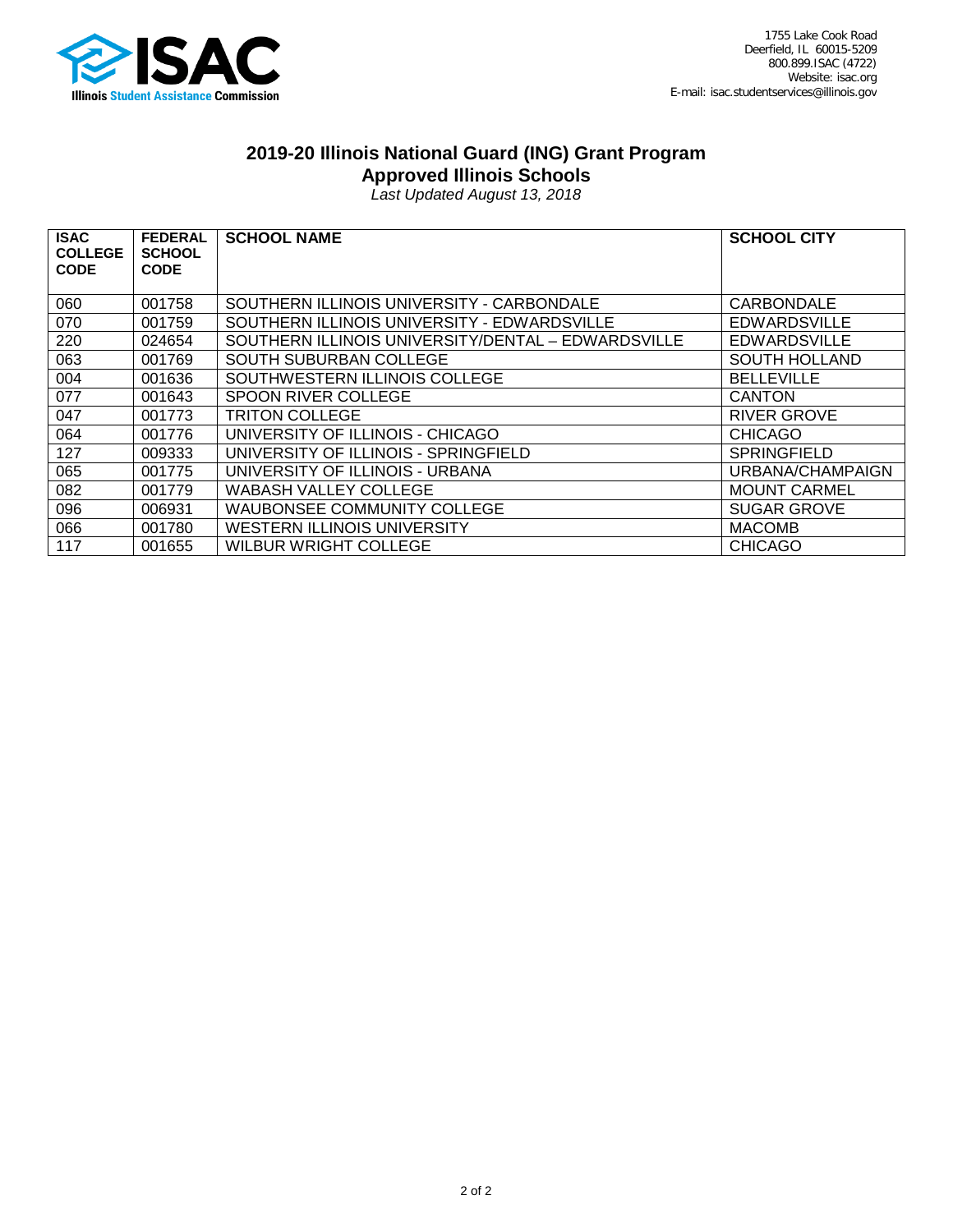Illinois Student Assistance Commission

1755 Lake Cook Road
Deerfield, IL 60015-5209
800.899.ISAC (4722)
Website: isac.org
E-mail: isac.studentservices@illinois.gov

## 2019-20 Illinois National Guard (ING) Grant Program
## Approved Illinois Schools

*Last Updated August 13, 2018*

| ISAC COLLEGE CODE | FEDERAL SCHOOL CODE | SCHOOL NAME | SCHOOL CITY |
|---|---|---|---|
| 060 | 001758 | SOUTHERN ILLINOIS UNIVERSITY - CARBONDALE | CARBONDALE |
| 070 | 001759 | SOUTHERN ILLINOIS UNIVERSITY - EDWARDSVILLE | EDWARDSVILLE |
| 220 | 024654 | SOUTHERN ILLINOIS UNIVERSITY/DENTAL – EDWARDSVILLE | EDWARDSVILLE |
| 063 | 001769 | SOUTH SUBURBAN COLLEGE | SOUTH HOLLAND |
| 004 | 001636 | SOUTHWESTERN ILLINOIS COLLEGE | BELLEVILLE |
| 077 | 001643 | SPOON RIVER COLLEGE | CANTON |
| 047 | 001773 | TRITON COLLEGE | RIVER GROVE |
| 064 | 001776 | UNIVERSITY OF ILLINOIS - CHICAGO | CHICAGO |
| 127 | 009333 | UNIVERSITY OF ILLINOIS - SPRINGFIELD | SPRINGFIELD |
| 065 | 001775 | UNIVERSITY OF ILLINOIS - URBANA | URBANA/CHAMPAIGN |
| 082 | 001779 | WABASH VALLEY COLLEGE | MOUNT CARMEL |
| 096 | 006931 | WAUBONSEE COMMUNITY COLLEGE | SUGAR GROVE |
| 066 | 001780 | WESTERN ILLINOIS UNIVERSITY | MACOMB |
| 117 | 001655 | WILBUR WRIGHT COLLEGE | CHICAGO |